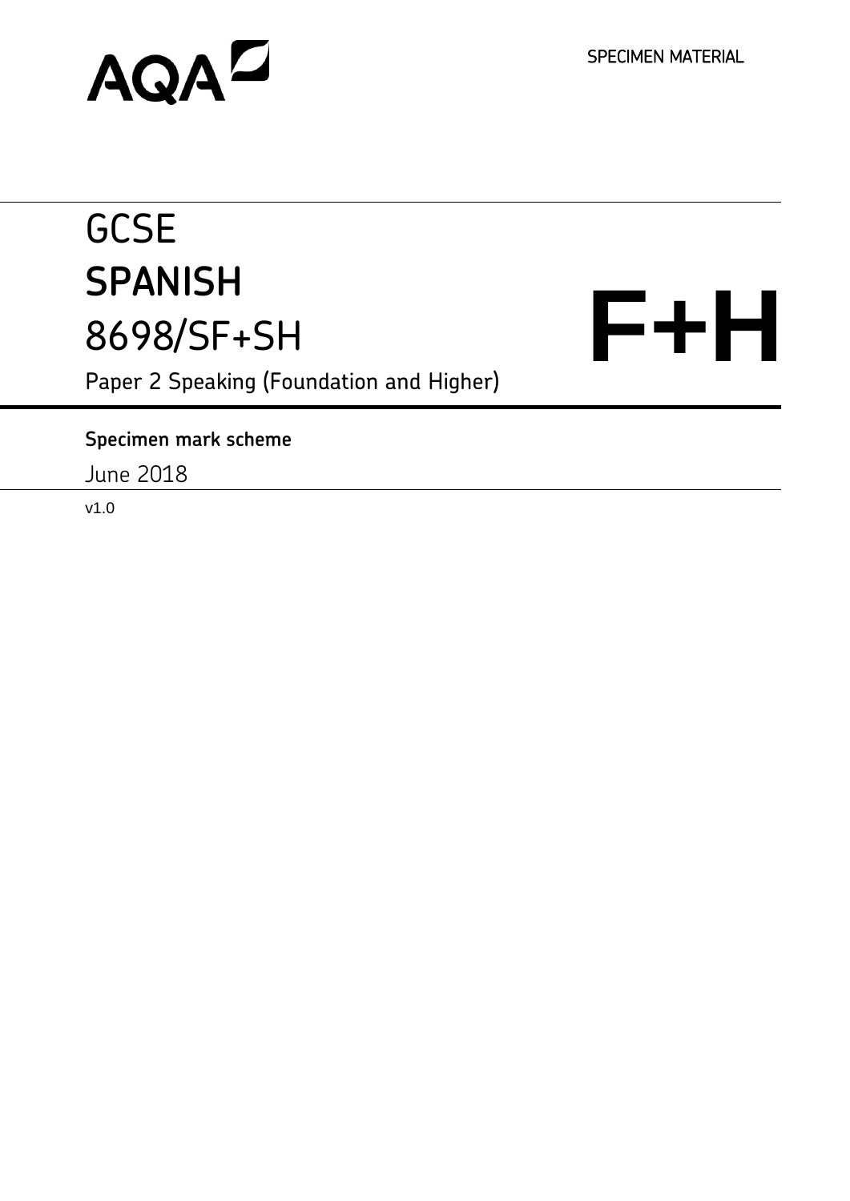AQA

SPECIMEN MATERIAL

# GCSE
# SPANISH
# 8698/SF+SH

**F+H**

Paper 2 Speaking (Foundation and Higher)

**Specimen mark scheme**

June 2018

v1.0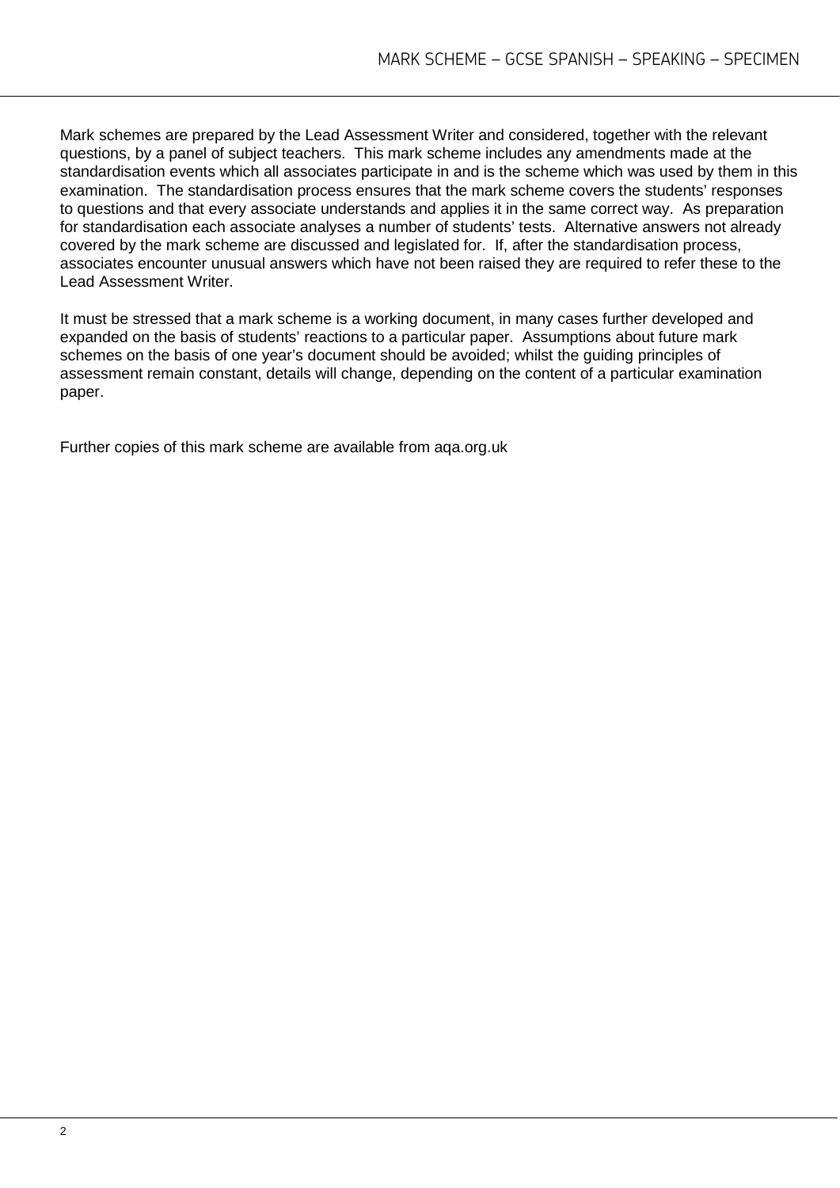Mark schemes are prepared by the Lead Assessment Writer and considered, together with the relevant questions, by a panel of subject teachers. This mark scheme includes any amendments made at the standardisation events which all associates participate in and is the scheme which was used by them in this examination. The standardisation process ensures that the mark scheme covers the students' responses to questions and that every associate understands and applies it in the same correct way. As preparation for standardisation each associate analyses a number of students' tests. Alternative answers not already covered by the mark scheme are discussed and legislated for. If, after the standardisation process, associates encounter unusual answers which have not been raised they are required to refer these to the Lead Assessment Writer.

It must be stressed that a mark scheme is a working document, in many cases further developed and expanded on the basis of students' reactions to a particular paper. Assumptions about future mark schemes on the basis of one year's document should be avoided; whilst the guiding principles of assessment remain constant, details will change, depending on the content of a particular examination paper.

Further copies of this mark scheme are available from aqa.org.uk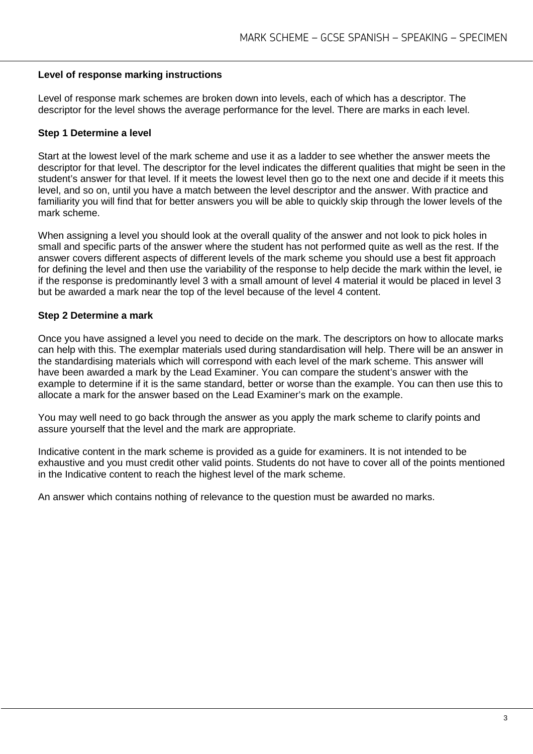## Level of response marking instructions

Level of response mark schemes are broken down into levels, each of which has a descriptor. The descriptor for the level shows the average performance for the level. There are marks in each level.

### Step 1 Determine a level

Start at the lowest level of the mark scheme and use it as a ladder to see whether the answer meets the descriptor for that level. The descriptor for the level indicates the different qualities that might be seen in the student's answer for that level. If it meets the lowest level then go to the next one and decide if it meets this level, and so on, until you have a match between the level descriptor and the answer. With practice and familiarity you will find that for better answers you will be able to quickly skip through the lower levels of the mark scheme.

When assigning a level you should look at the overall quality of the answer and not look to pick holes in small and specific parts of the answer where the student has not performed quite as well as the rest. If the answer covers different aspects of different levels of the mark scheme you should use a best fit approach for defining the level and then use the variability of the response to help decide the mark within the level, ie if the response is predominantly level 3 with a small amount of level 4 material it would be placed in level 3 but be awarded a mark near the top of the level because of the level 4 content.

### Step 2 Determine a mark

Once you have assigned a level you need to decide on the mark. The descriptors on how to allocate marks can help with this. The exemplar materials used during standardisation will help. There will be an answer in the standardising materials which will correspond with each level of the mark scheme. This answer will have been awarded a mark by the Lead Examiner. You can compare the student's answer with the example to determine if it is the same standard, better or worse than the example. You can then use this to allocate a mark for the answer based on the Lead Examiner's mark on the example.

You may well need to go back through the answer as you apply the mark scheme to clarify points and assure yourself that the level and the mark are appropriate.

Indicative content in the mark scheme is provided as a guide for examiners. It is not intended to be exhaustive and you must credit other valid points. Students do not have to cover all of the points mentioned in the Indicative content to reach the highest level of the mark scheme.

An answer which contains nothing of relevance to the question must be awarded no marks.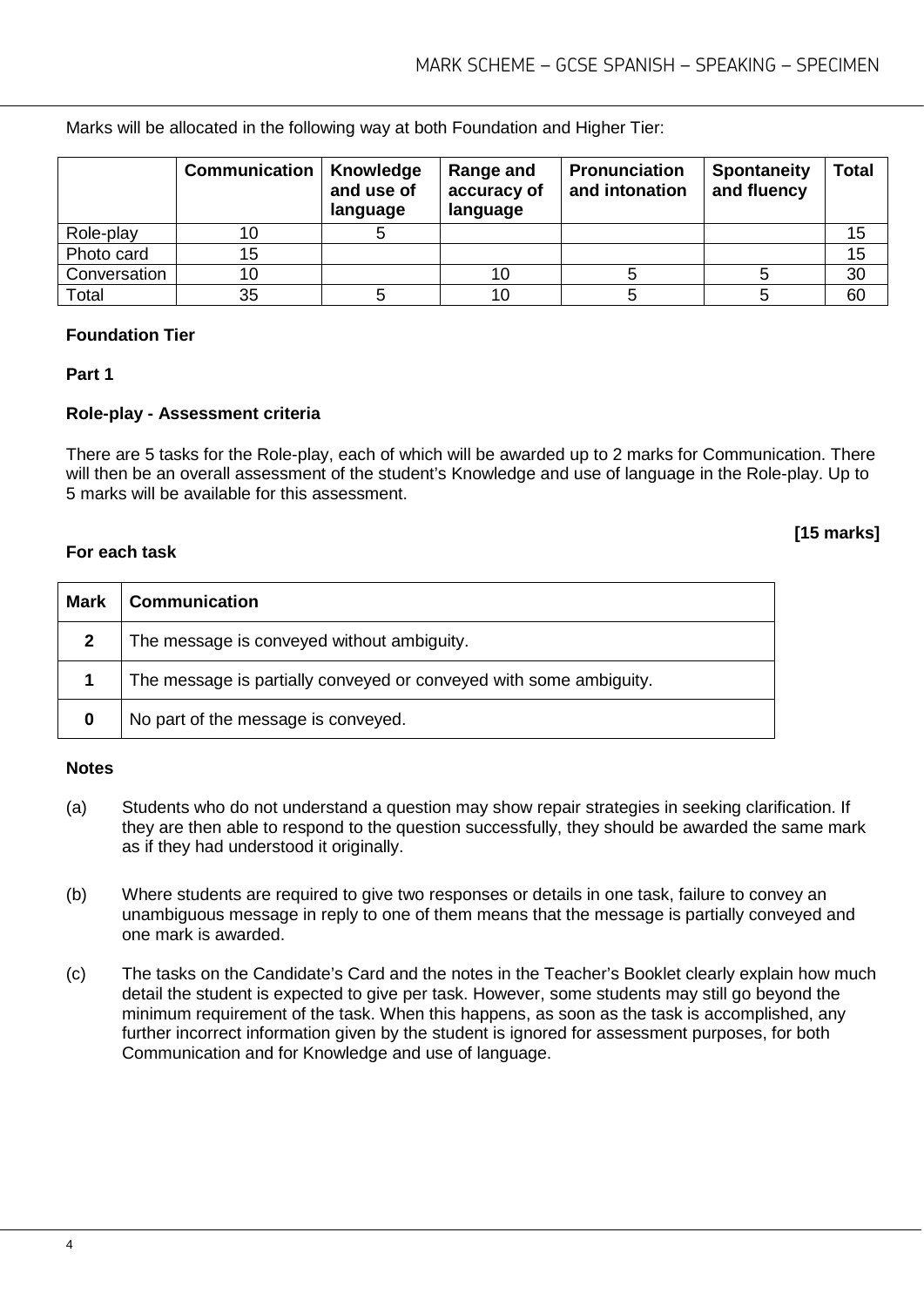Marks will be allocated in the following way at both Foundation and Higher Tier:

| | Communication | Knowledge and use of language | Range and accuracy of language | Pronunciation and intonation | Spontaneity and fluency | Total |
|---|---|---|---|---|---|---|
| Role-play | 10 | 5 | | | | 15 |
| Photo card | 15 | | | | | 15 |
| Conversation | 10 | | 10 | 5 | 5 | 30 |
| Total | 35 | 5 | 10 | 5 | 5 | 60 |

**Foundation Tier**

**Part 1**

**Role-play - Assessment criteria**

There are 5 tasks for the Role-play, each of which will be awarded up to 2 marks for Communication. There will then be an overall assessment of the student's Knowledge and use of language in the Role-play. Up to 5 marks will be available for this assessment.

**[15 marks]**

**For each task**

| Mark | Communication |
|---|---|
| **2** | The message is conveyed without ambiguity. |
| **1** | The message is partially conveyed or conveyed with some ambiguity. |
| **0** | No part of the message is conveyed. |

**Notes**

(a) Students who do not understand a question may show repair strategies in seeking clarification. If they are then able to respond to the question successfully, they should be awarded the same mark as if they had understood it originally.

(b) Where students are required to give two responses or details in one task, failure to convey an unambiguous message in reply to one of them means that the message is partially conveyed and one mark is awarded.

(c) The tasks on the Candidate's Card and the notes in the Teacher's Booklet clearly explain how much detail the student is expected to give per task. However, some students may still go beyond the minimum requirement of the task. When this happens, as soon as the task is accomplished, any further incorrect information given by the student is ignored for assessment purposes, for both Communication and for Knowledge and use of language.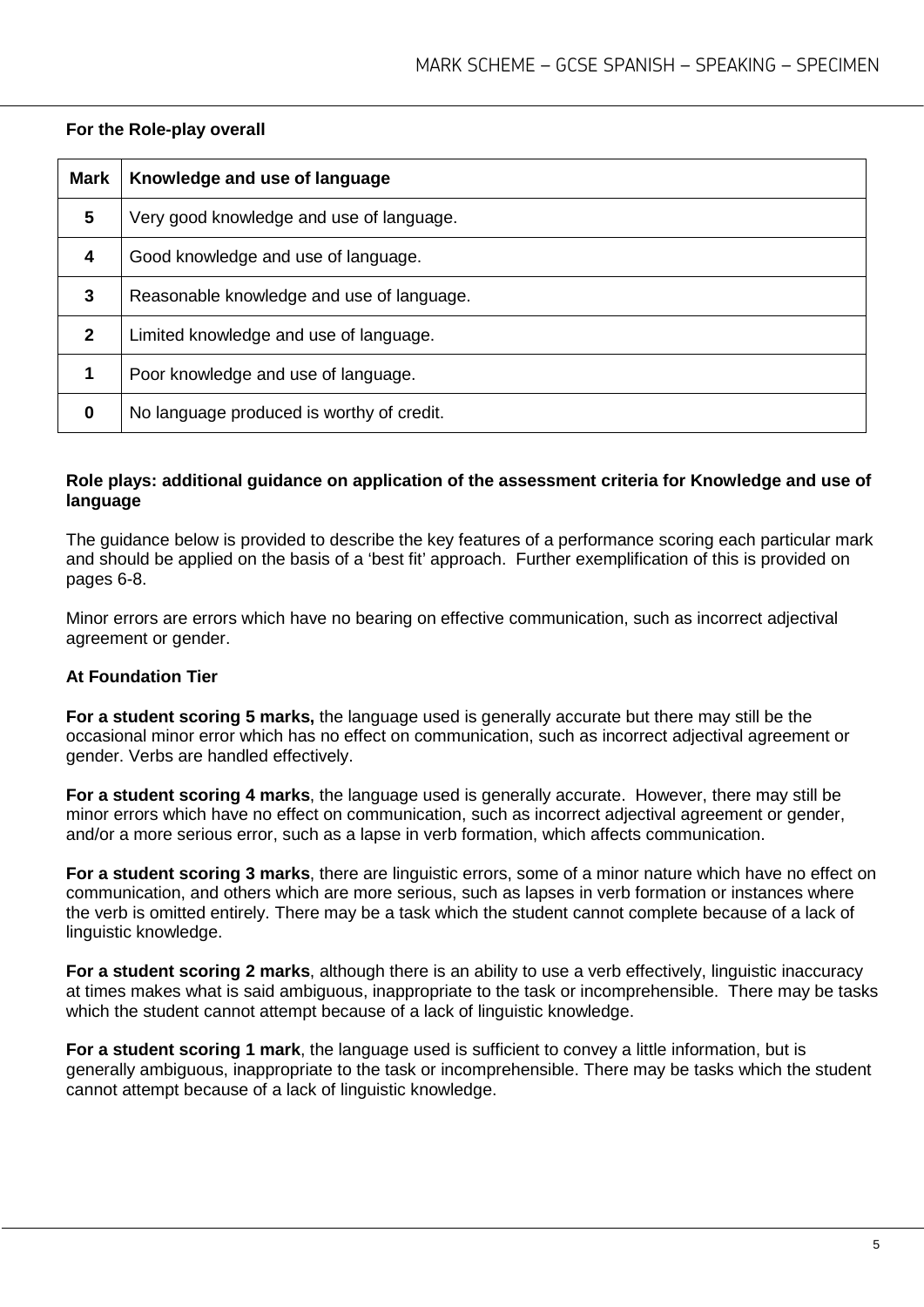**For the Role-play overall**

| Mark | Knowledge and use of language |
| --- | --- |
| **5** | Very good knowledge and use of language. |
| **4** | Good knowledge and use of language. |
| **3** | Reasonable knowledge and use of language. |
| **2** | Limited knowledge and use of language. |
| **1** | Poor knowledge and use of language. |
| **0** | No language produced is worthy of credit. |

**Role plays: additional guidance on application of the assessment criteria for Knowledge and use of language**

The guidance below is provided to describe the key features of a performance scoring each particular mark and should be applied on the basis of a 'best fit' approach. Further exemplification of this is provided on pages 6-8.

Minor errors are errors which have no bearing on effective communication, such as incorrect adjectival agreement or gender.

**At Foundation Tier**

**For a student scoring 5 marks,** the language used is generally accurate but there may still be the occasional minor error which has no effect on communication, such as incorrect adjectival agreement or gender. Verbs are handled effectively.

**For a student scoring 4 marks**, the language used is generally accurate. However, there may still be minor errors which have no effect on communication, such as incorrect adjectival agreement or gender, and/or a more serious error, such as a lapse in verb formation, which affects communication.

**For a student scoring 3 marks**, there are linguistic errors, some of a minor nature which have no effect on communication, and others which are more serious, such as lapses in verb formation or instances where the verb is omitted entirely. There may be a task which the student cannot complete because of a lack of linguistic knowledge.

**For a student scoring 2 marks**, although there is an ability to use a verb effectively, linguistic inaccuracy at times makes what is said ambiguous, inappropriate to the task or incomprehensible. There may be tasks which the student cannot attempt because of a lack of linguistic knowledge.

**For a student scoring 1 mark**, the language used is sufficient to convey a little information, but is generally ambiguous, inappropriate to the task or incomprehensible. There may be tasks which the student cannot attempt because of a lack of linguistic knowledge.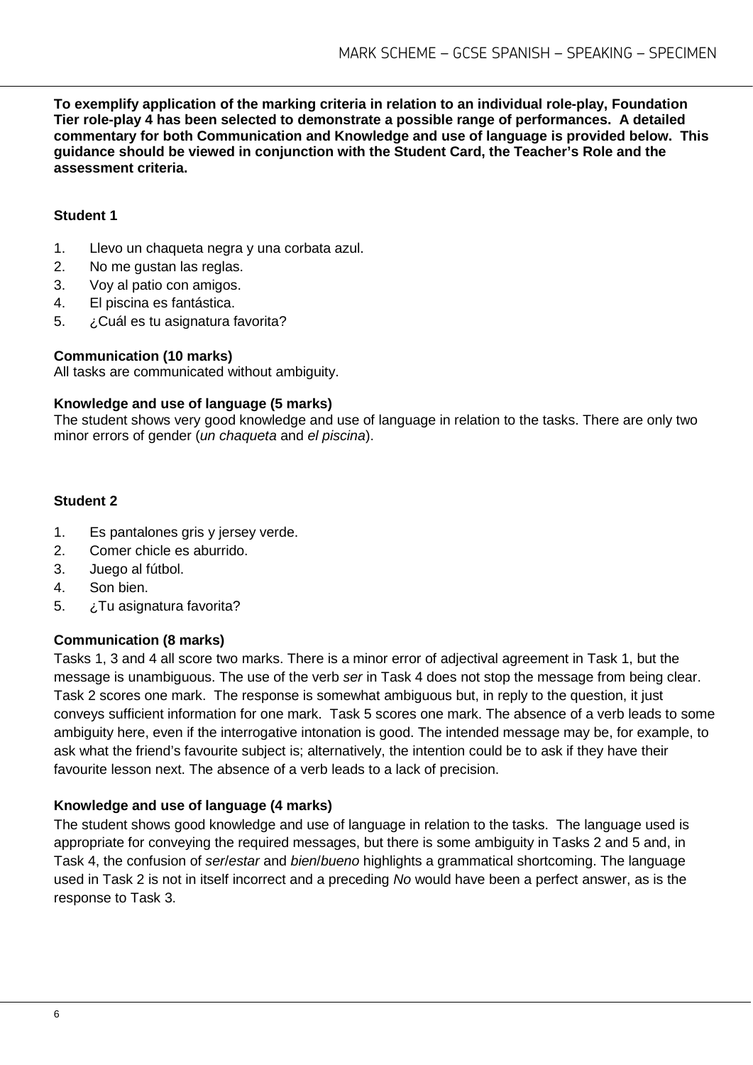**To exemplify application of the marking criteria in relation to an individual role-play, Foundation Tier role-play 4 has been selected to demonstrate a possible range of performances. A detailed commentary for both Communication and Knowledge and use of language is provided below. This guidance should be viewed in conjunction with the Student Card, the Teacher's Role and the assessment criteria.**

**Student 1**

1. Llevo un chaqueta negra y una corbata azul.
2. No me gustan las reglas.
3. Voy al patio con amigos.
4. El piscina es fantástica.
5. ¿Cuál es tu asignatura favorita?

**Communication (10 marks)**
All tasks are communicated without ambiguity.

**Knowledge and use of language (5 marks)**
The student shows very good knowledge and use of language in relation to the tasks. There are only two minor errors of gender (*un chaqueta* and *el piscina*).

**Student 2**

1. Es pantalones gris y jersey verde.
2. Comer chicle es aburrido.
3. Juego al fútbol.
4. Son bien.
5. ¿Tu asignatura favorita?

**Communication (8 marks)**
Tasks 1, 3 and 4 all score two marks. There is a minor error of adjectival agreement in Task 1, but the message is unambiguous. The use of the verb *ser* in Task 4 does not stop the message from being clear. Task 2 scores one mark. The response is somewhat ambiguous but, in reply to the question, it just conveys sufficient information for one mark. Task 5 scores one mark. The absence of a verb leads to some ambiguity here, even if the interrogative intonation is good. The intended message may be, for example, to ask what the friend's favourite subject is; alternatively, the intention could be to ask if they have their favourite lesson next. The absence of a verb leads to a lack of precision.

**Knowledge and use of language (4 marks)**
The student shows good knowledge and use of language in relation to the tasks. The language used is appropriate for conveying the required messages, but there is some ambiguity in Tasks 2 and 5 and, in Task 4, the confusion of *ser*/*estar* and *bien*/*bueno* highlights a grammatical shortcoming. The language used in Task 2 is not in itself incorrect and a preceding *No* would have been a perfect answer, as is the response to Task 3.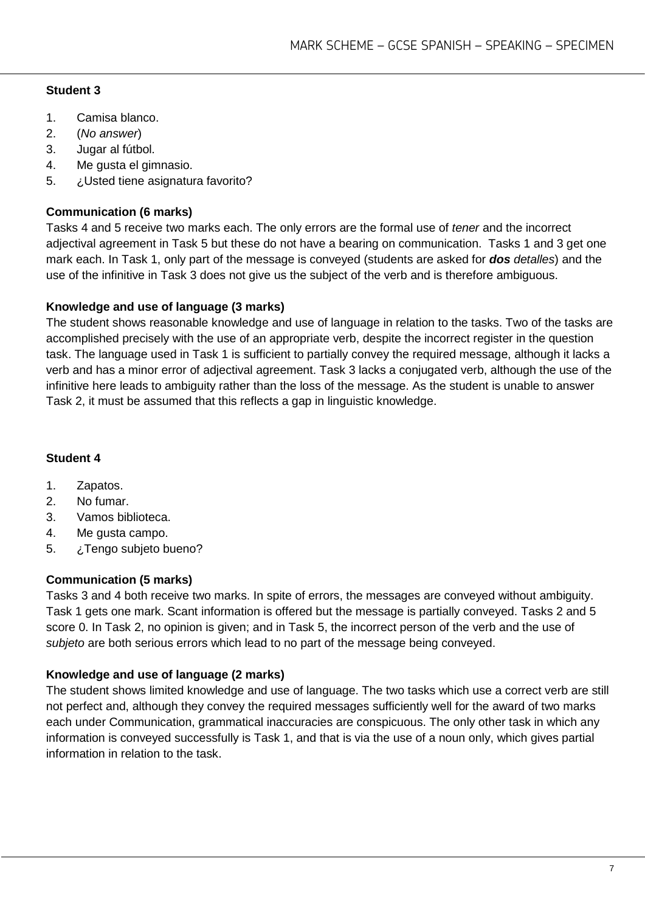**Student 3**

1. Camisa blanco.
2. (*No answer*)
3. Jugar al fútbol.
4. Me gusta el gimnasio.
5. ¿Usted tiene asignatura favorito?

**Communication (6 marks)**

Tasks 4 and 5 receive two marks each. The only errors are the formal use of *tener* and the incorrect adjectival agreement in Task 5 but these do not have a bearing on communication. Tasks 1 and 3 get one mark each. In Task 1, only part of the message is conveyed (students are asked for ***dos*** *detalles*) and the use of the infinitive in Task 3 does not give us the subject of the verb and is therefore ambiguous.

**Knowledge and use of language (3 marks)**

The student shows reasonable knowledge and use of language in relation to the tasks. Two of the tasks are accomplished precisely with the use of an appropriate verb, despite the incorrect register in the question task. The language used in Task 1 is sufficient to partially convey the required message, although it lacks a verb and has a minor error of adjectival agreement. Task 3 lacks a conjugated verb, although the use of the infinitive here leads to ambiguity rather than the loss of the message. As the student is unable to answer Task 2, it must be assumed that this reflects a gap in linguistic knowledge.

**Student 4**

1. Zapatos.
2. No fumar.
3. Vamos biblioteca.
4. Me gusta campo.
5. ¿Tengo subjeto bueno?

**Communication (5 marks)**

Tasks 3 and 4 both receive two marks. In spite of errors, the messages are conveyed without ambiguity. Task 1 gets one mark. Scant information is offered but the message is partially conveyed. Tasks 2 and 5 score 0. In Task 2, no opinion is given; and in Task 5, the incorrect person of the verb and the use of *subjeto* are both serious errors which lead to no part of the message being conveyed.

**Knowledge and use of language (2 marks)**

The student shows limited knowledge and use of language. The two tasks which use a correct verb are still not perfect and, although they convey the required messages sufficiently well for the award of two marks each under Communication, grammatical inaccuracies are conspicuous. The only other task in which any information is conveyed successfully is Task 1, and that is via the use of a noun only, which gives partial information in relation to the task.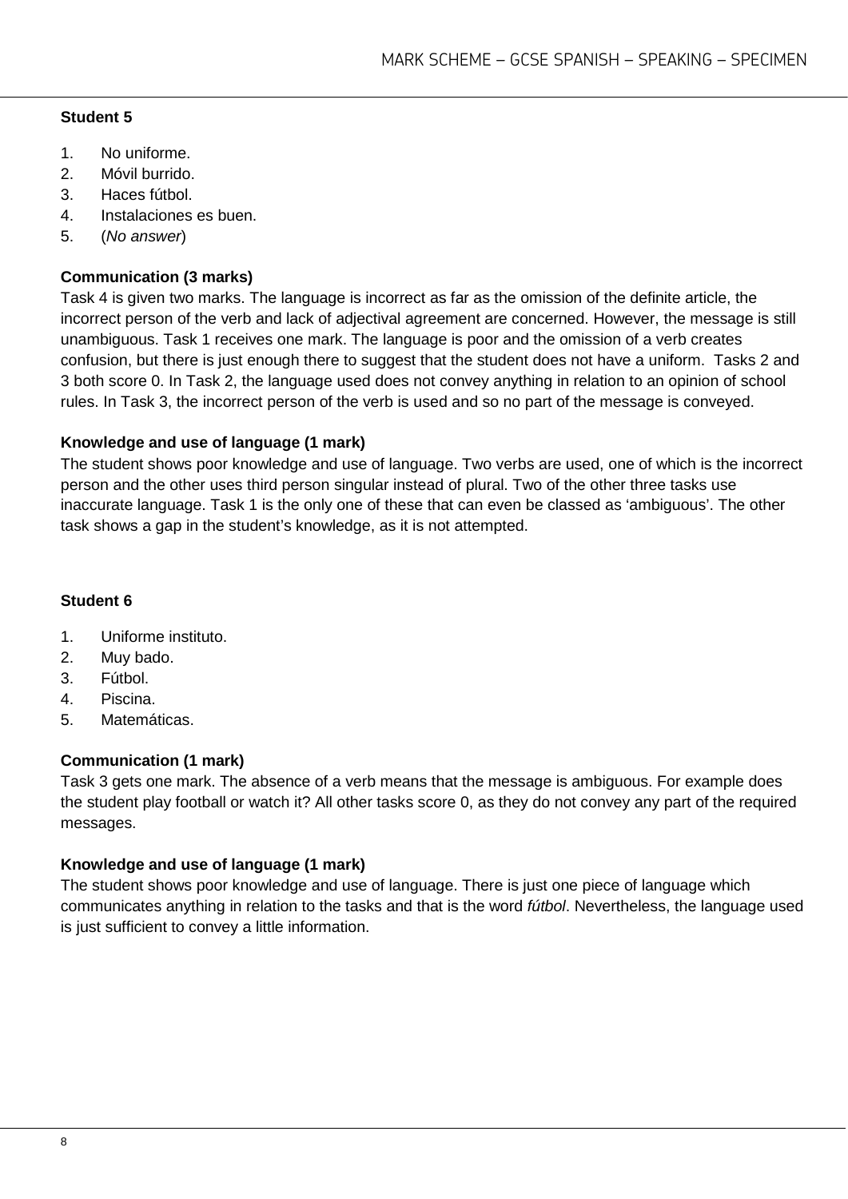**Student 5**

1. No uniforme.
2. Móvil burrido.
3. Haces fútbol.
4. Instalaciones es buen.
5. (*No answer*)

**Communication (3 marks)**

Task 4 is given two marks. The language is incorrect as far as the omission of the definite article, the incorrect person of the verb and lack of adjectival agreement are concerned. However, the message is still unambiguous. Task 1 receives one mark. The language is poor and the omission of a verb creates confusion, but there is just enough there to suggest that the student does not have a uniform. Tasks 2 and 3 both score 0. In Task 2, the language used does not convey anything in relation to an opinion of school rules. In Task 3, the incorrect person of the verb is used and so no part of the message is conveyed.

**Knowledge and use of language (1 mark)**

The student shows poor knowledge and use of language. Two verbs are used, one of which is the incorrect person and the other uses third person singular instead of plural. Two of the other three tasks use inaccurate language. Task 1 is the only one of these that can even be classed as 'ambiguous'. The other task shows a gap in the student's knowledge, as it is not attempted.

**Student 6**

1. Uniforme instituto.
2. Muy bado.
3. Fútbol.
4. Piscina.
5. Matemáticas.

**Communication (1 mark)**

Task 3 gets one mark. The absence of a verb means that the message is ambiguous. For example does the student play football or watch it? All other tasks score 0, as they do not convey any part of the required messages.

**Knowledge and use of language (1 mark)**

The student shows poor knowledge and use of language. There is just one piece of language which communicates anything in relation to the tasks and that is the word *fútbol*. Nevertheless, the language used is just sufficient to convey a little information.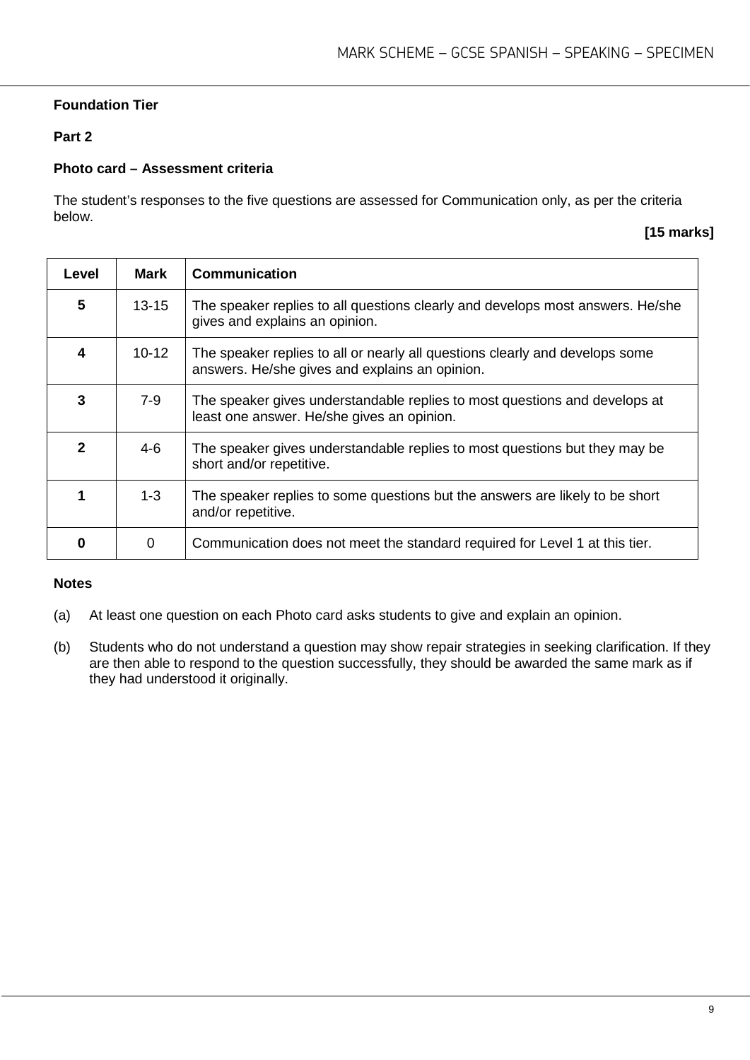**Foundation Tier**

**Part 2**

**Photo card – Assessment criteria**

The student's responses to the five questions are assessed for Communication only, as per the criteria below.

**[15 marks]**

| Level | Mark | Communication |
|---|---|---|
| **5** | 13-15 | The speaker replies to all questions clearly and develops most answers. He/she gives and explains an opinion. |
| **4** | 10-12 | The speaker replies to all or nearly all questions clearly and develops some answers. He/she gives and explains an opinion. |
| **3** | 7-9 | The speaker gives understandable replies to most questions and develops at least one answer. He/she gives an opinion. |
| **2** | 4-6 | The speaker gives understandable replies to most questions but they may be short and/or repetitive. |
| **1** | 1-3 | The speaker replies to some questions but the answers are likely to be short and/or repetitive. |
| **0** | 0 | Communication does not meet the standard required for Level 1 at this tier. |

**Notes**

(a) At least one question on each Photo card asks students to give and explain an opinion.

(b) Students who do not understand a question may show repair strategies in seeking clarification. If they are then able to respond to the question successfully, they should be awarded the same mark as if they had understood it originally.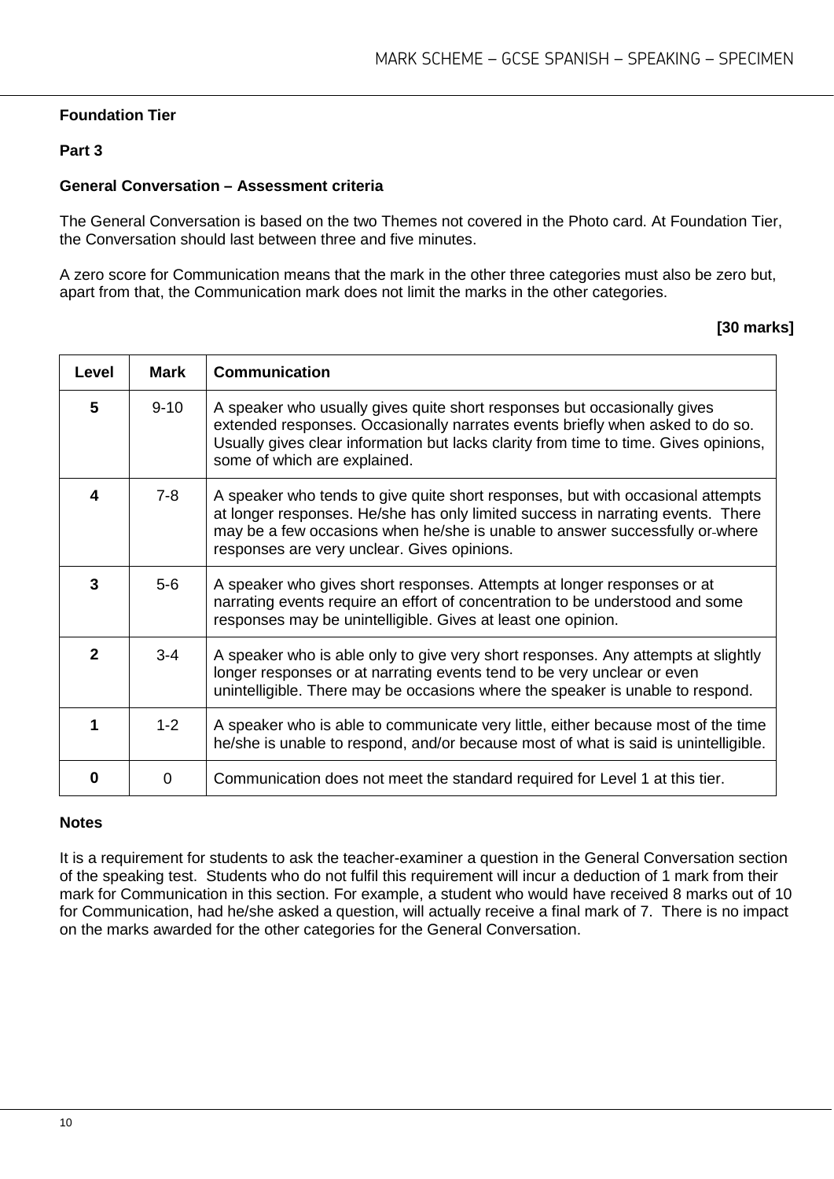**Foundation Tier**

**Part 3**

**General Conversation – Assessment criteria**

The General Conversation is based on the two Themes not covered in the Photo card. At Foundation Tier, the Conversation should last between three and five minutes.

A zero score for Communication means that the mark in the other three categories must also be zero but, apart from that, the Communication mark does not limit the marks in the other categories.

**[30 marks]**

| Level | Mark | Communication |
|---|---|---|
| **5** | 9-10 | A speaker who usually gives quite short responses but occasionally gives extended responses. Occasionally narrates events briefly when asked to do so. Usually gives clear information but lacks clarity from time to time. Gives opinions, some of which are explained. |
| **4** | 7-8 | A speaker who tends to give quite short responses, but with occasional attempts at longer responses. He/she has only limited success in narrating events. There may be a few occasions when he/she is unable to answer successfully or where responses are very unclear. Gives opinions. |
| **3** | 5-6 | A speaker who gives short responses. Attempts at longer responses or at narrating events require an effort of concentration to be understood and some responses may be unintelligible. Gives at least one opinion. |
| **2** | 3-4 | A speaker who is able only to give very short responses. Any attempts at slightly longer responses or at narrating events tend to be very unclear or even unintelligible. There may be occasions where the speaker is unable to respond. |
| **1** | 1-2 | A speaker who is able to communicate very little, either because most of the time he/she is unable to respond, and/or because most of what is said is unintelligible. |
| **0** | 0 | Communication does not meet the standard required for Level 1 at this tier. |

**Notes**

It is a requirement for students to ask the teacher-examiner a question in the General Conversation section of the speaking test. Students who do not fulfil this requirement will incur a deduction of 1 mark from their mark for Communication in this section. For example, a student who would have received 8 marks out of 10 for Communication, had he/she asked a question, will actually receive a final mark of 7. There is no impact on the marks awarded for the other categories for the General Conversation.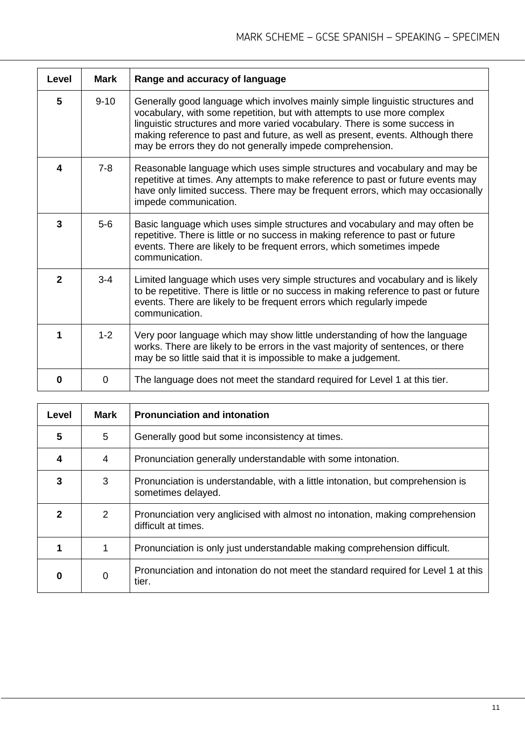| Level | Mark | Range and accuracy of language |
|---|---|---|
| **5** | 9-10 | Generally good language which involves mainly simple linguistic structures and vocabulary, with some repetition, but with attempts to use more complex linguistic structures and more varied vocabulary. There is some success in making reference to past and future, as well as present, events. Although there may be errors they do not generally impede comprehension. |
| **4** | 7-8 | Reasonable language which uses simple structures and vocabulary and may be repetitive at times. Any attempts to make reference to past or future events may have only limited success. There may be frequent errors, which may occasionally impede communication. |
| **3** | 5-6 | Basic language which uses simple structures and vocabulary and may often be repetitive. There is little or no success in making reference to past or future events. There are likely to be frequent errors, which sometimes impede communication. |
| **2** | 3-4 | Limited language which uses very simple structures and vocabulary and is likely to be repetitive. There is little or no success in making reference to past or future events. There are likely to be frequent errors which regularly impede communication. |
| **1** | 1-2 | Very poor language which may show little understanding of how the language works. There are likely to be errors in the vast majority of sentences, or there may be so little said that it is impossible to make a judgement. |
| **0** | 0 | The language does not meet the standard required for Level 1 at this tier. |

| Level | Mark | Pronunciation and intonation |
|---|---|---|
| **5** | 5 | Generally good but some inconsistency at times. |
| **4** | 4 | Pronunciation generally understandable with some intonation. |
| **3** | 3 | Pronunciation is understandable, with a little intonation, but comprehension is sometimes delayed. |
| **2** | 2 | Pronunciation very anglicised with almost no intonation, making comprehension difficult at times. |
| **1** | 1 | Pronunciation is only just understandable making comprehension difficult. |
| **0** | 0 | Pronunciation and intonation do not meet the standard required for Level 1 at this tier. |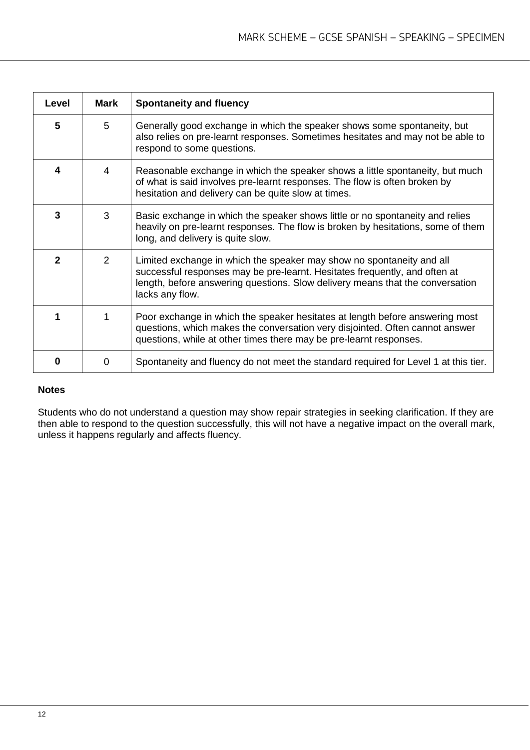| Level | Mark | Spontaneity and fluency |
|---|---|---|
| **5** | 5 | Generally good exchange in which the speaker shows some spontaneity, but also relies on pre-learnt responses. Sometimes hesitates and may not be able to respond to some questions. |
| **4** | 4 | Reasonable exchange in which the speaker shows a little spontaneity, but much of what is said involves pre-learnt responses. The flow is often broken by hesitation and delivery can be quite slow at times. |
| **3** | 3 | Basic exchange in which the speaker shows little or no spontaneity and relies heavily on pre-learnt responses. The flow is broken by hesitations, some of them long, and delivery is quite slow. |
| **2** | 2 | Limited exchange in which the speaker may show no spontaneity and all successful responses may be pre-learnt. Hesitates frequently, and often at length, before answering questions. Slow delivery means that the conversation lacks any flow. |
| **1** | 1 | Poor exchange in which the speaker hesitates at length before answering most questions, which makes the conversation very disjointed. Often cannot answer questions, while at other times there may be pre-learnt responses. |
| **0** | 0 | Spontaneity and fluency do not meet the standard required for Level 1 at this tier. |

**Notes**

Students who do not understand a question may show repair strategies in seeking clarification. If they are then able to respond to the question successfully, this will not have a negative impact on the overall mark, unless it happens regularly and affects fluency.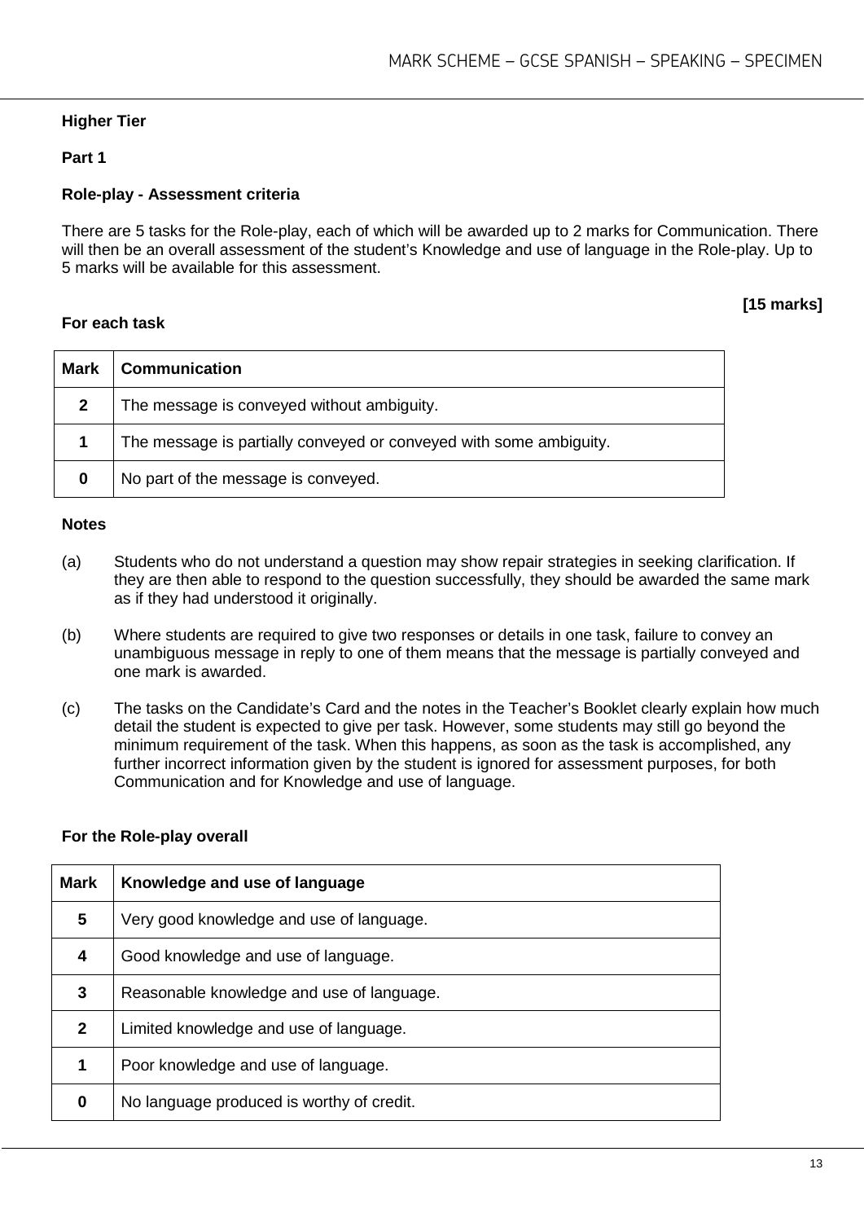**Higher Tier**

**Part 1**

**Role-play - Assessment criteria**

There are 5 tasks for the Role-play, each of which will be awarded up to 2 marks for Communication. There will then be an overall assessment of the student's Knowledge and use of language in the Role-play. Up to 5 marks will be available for this assessment.

**[15 marks]**

**For each task**

| Mark | Communication |
|---|---|
| **2** | The message is conveyed without ambiguity. |
| **1** | The message is partially conveyed or conveyed with some ambiguity. |
| **0** | No part of the message is conveyed. |

**Notes**

(a) Students who do not understand a question may show repair strategies in seeking clarification. If they are then able to respond to the question successfully, they should be awarded the same mark as if they had understood it originally.

(b) Where students are required to give two responses or details in one task, failure to convey an unambiguous message in reply to one of them means that the message is partially conveyed and one mark is awarded.

(c) The tasks on the Candidate's Card and the notes in the Teacher's Booklet clearly explain how much detail the student is expected to give per task. However, some students may still go beyond the minimum requirement of the task. When this happens, as soon as the task is accomplished, any further incorrect information given by the student is ignored for assessment purposes, for both Communication and for Knowledge and use of language.

**For the Role-play overall**

| Mark | Knowledge and use of language |
|---|---|
| **5** | Very good knowledge and use of language. |
| **4** | Good knowledge and use of language. |
| **3** | Reasonable knowledge and use of language. |
| **2** | Limited knowledge and use of language. |
| **1** | Poor knowledge and use of language. |
| **0** | No language produced is worthy of credit. |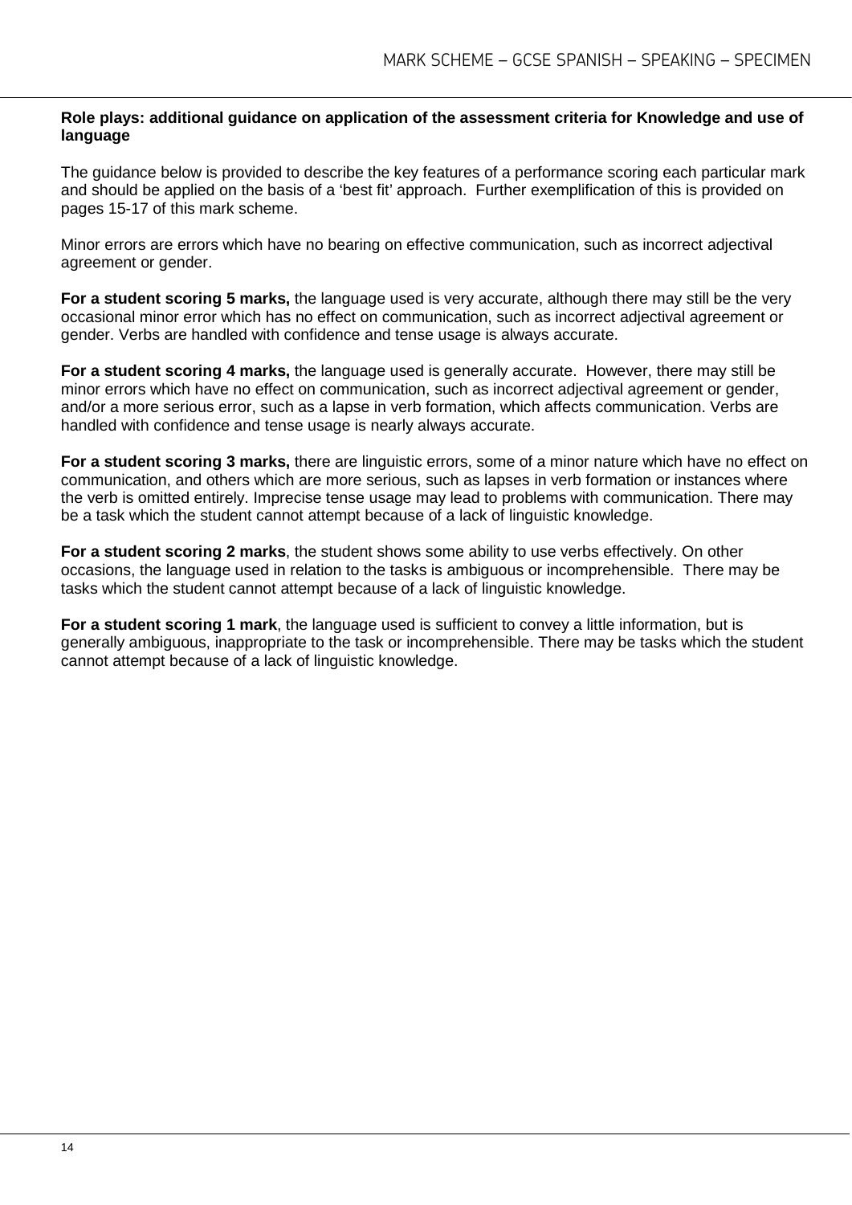**Role plays: additional guidance on application of the assessment criteria for Knowledge and use of language**

The guidance below is provided to describe the key features of a performance scoring each particular mark and should be applied on the basis of a 'best fit' approach. Further exemplification of this is provided on pages 15-17 of this mark scheme.

Minor errors are errors which have no bearing on effective communication, such as incorrect adjectival agreement or gender.

**For a student scoring 5 marks,** the language used is very accurate, although there may still be the very occasional minor error which has no effect on communication, such as incorrect adjectival agreement or gender. Verbs are handled with confidence and tense usage is always accurate.

**For a student scoring 4 marks,** the language used is generally accurate. However, there may still be minor errors which have no effect on communication, such as incorrect adjectival agreement or gender, and/or a more serious error, such as a lapse in verb formation, which affects communication. Verbs are handled with confidence and tense usage is nearly always accurate.

**For a student scoring 3 marks,** there are linguistic errors, some of a minor nature which have no effect on communication, and others which are more serious, such as lapses in verb formation or instances where the verb is omitted entirely. Imprecise tense usage may lead to problems with communication. There may be a task which the student cannot attempt because of a lack of linguistic knowledge.

**For a student scoring 2 marks**, the student shows some ability to use verbs effectively. On other occasions, the language used in relation to the tasks is ambiguous or incomprehensible. There may be tasks which the student cannot attempt because of a lack of linguistic knowledge.

**For a student scoring 1 mark**, the language used is sufficient to convey a little information, but is generally ambiguous, inappropriate to the task or incomprehensible. There may be tasks which the student cannot attempt because of a lack of linguistic knowledge.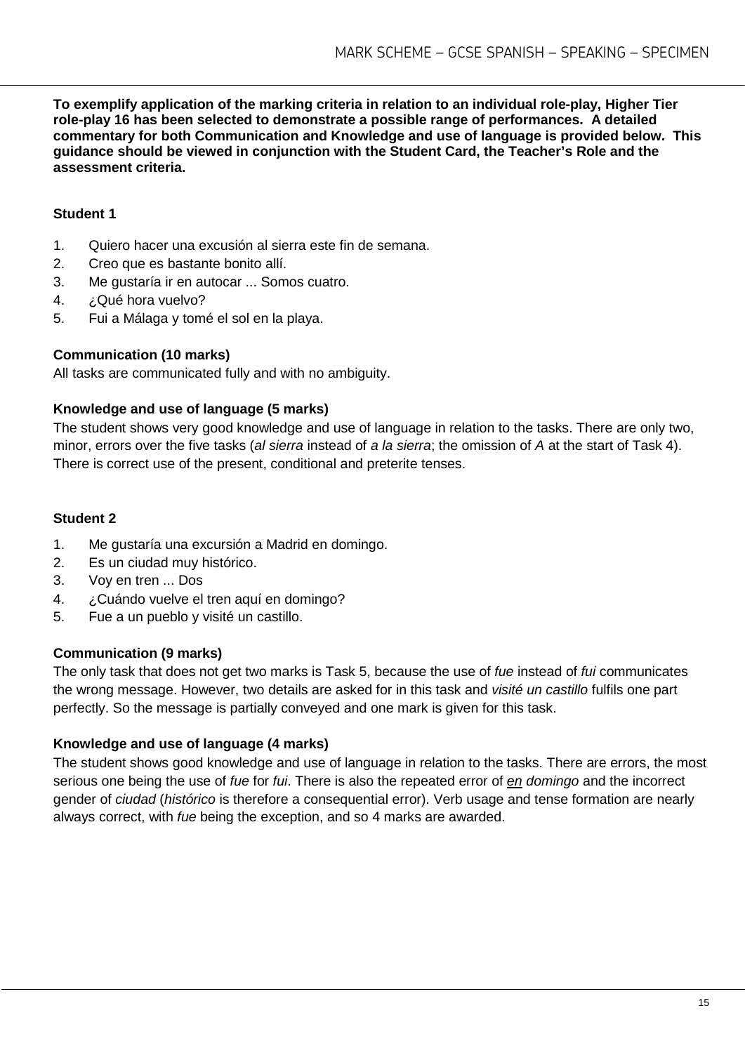**To exemplify application of the marking criteria in relation to an individual role-play, Higher Tier role-play 16 has been selected to demonstrate a possible range of performances. A detailed commentary for both Communication and Knowledge and use of language is provided below. This guidance should be viewed in conjunction with the Student Card, the Teacher's Role and the assessment criteria.**

**Student 1**

1. Quiero hacer una excusión al sierra este fin de semana.
2. Creo que es bastante bonito allí.
3. Me gustaría ir en autocar ... Somos cuatro.
4. ¿Qué hora vuelvo?
5. Fui a Málaga y tomé el sol en la playa.

**Communication (10 marks)**

All tasks are communicated fully and with no ambiguity.

**Knowledge and use of language (5 marks)**

The student shows very good knowledge and use of language in relation to the tasks. There are only two, minor, errors over the five tasks (*al sierra* instead of *a la sierra*; the omission of *A* at the start of Task 4). There is correct use of the present, conditional and preterite tenses.

**Student 2**

1. Me gustaría una excursión a Madrid en domingo.
2. Es un ciudad muy histórico.
3. Voy en tren ... Dos
4. ¿Cuándo vuelve el tren aquí en domingo?
5. Fue a un pueblo y visité un castillo.

**Communication (9 marks)**

The only task that does not get two marks is Task 5, because the use of *fue* instead of *fui* communicates the wrong message. However, two details are asked for in this task and *visité un castillo* fulfils one part perfectly. So the message is partially conveyed and one mark is given for this task.

**Knowledge and use of language (4 marks)**

The student shows good knowledge and use of language in relation to the tasks. There are errors, the most serious one being the use of *fue* for *fui*. There is also the repeated error of ***en*** *domingo* and the incorrect gender of *ciudad* (*histórico* is therefore a consequential error). Verb usage and tense formation are nearly always correct, with *fue* being the exception, and so 4 marks are awarded.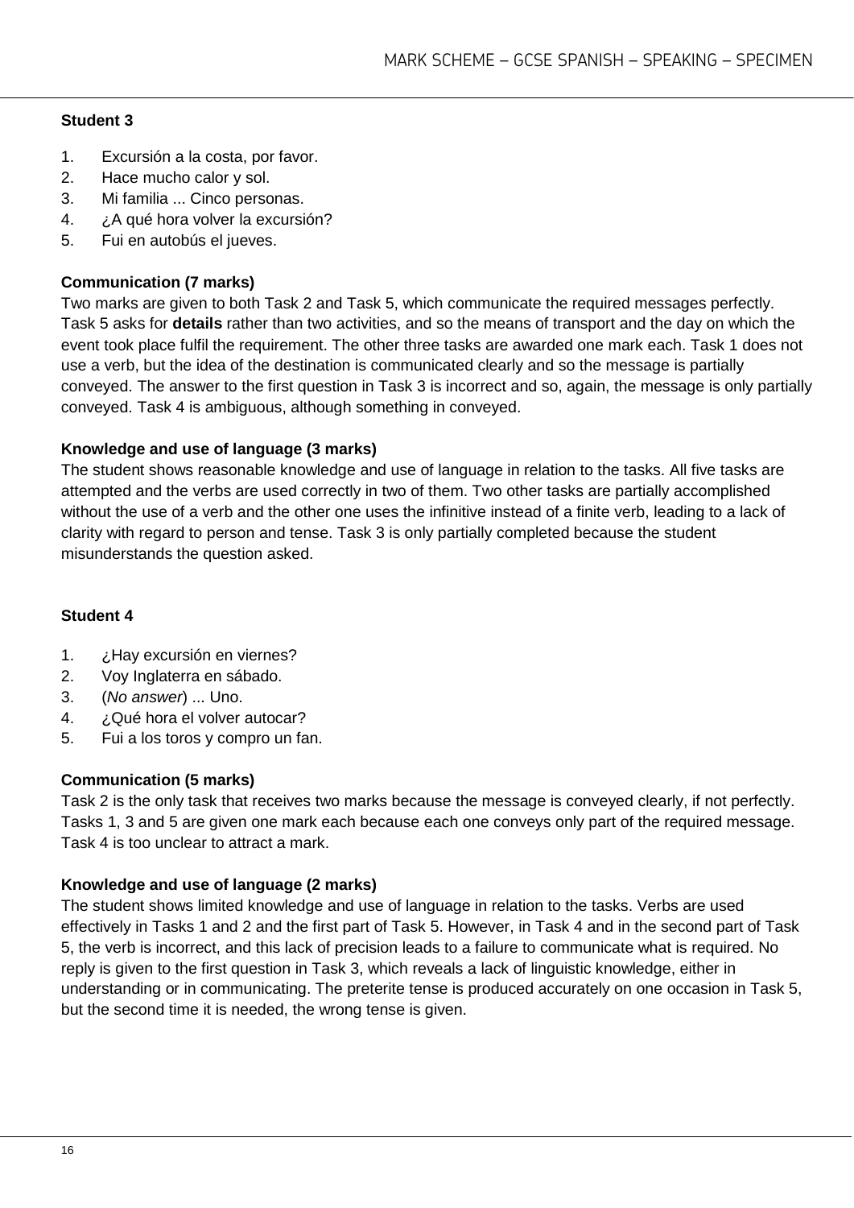**Student 3**

1. Excursión a la costa, por favor.
2. Hace mucho calor y sol.
3. Mi familia ... Cinco personas.
4. ¿A qué hora volver la excursión?
5. Fui en autobús el jueves.

**Communication (7 marks)**

Two marks are given to both Task 2 and Task 5, which communicate the required messages perfectly. Task 5 asks for **details** rather than two activities, and so the means of transport and the day on which the event took place fulfil the requirement. The other three tasks are awarded one mark each. Task 1 does not use a verb, but the idea of the destination is communicated clearly and so the message is partially conveyed. The answer to the first question in Task 3 is incorrect and so, again, the message is only partially conveyed. Task 4 is ambiguous, although something in conveyed.

**Knowledge and use of language (3 marks)**

The student shows reasonable knowledge and use of language in relation to the tasks. All five tasks are attempted and the verbs are used correctly in two of them. Two other tasks are partially accomplished without the use of a verb and the other one uses the infinitive instead of a finite verb, leading to a lack of clarity with regard to person and tense. Task 3 is only partially completed because the student misunderstands the question asked.

**Student 4**

1. ¿Hay excursión en viernes?
2. Voy Inglaterra en sábado.
3. (*No answer*) ... Uno.
4. ¿Qué hora el volver autocar?
5. Fui a los toros y compro un fan.

**Communication (5 marks)**

Task 2 is the only task that receives two marks because the message is conveyed clearly, if not perfectly. Tasks 1, 3 and 5 are given one mark each because each one conveys only part of the required message. Task 4 is too unclear to attract a mark.

**Knowledge and use of language (2 marks)**

The student shows limited knowledge and use of language in relation to the tasks. Verbs are used effectively in Tasks 1 and 2 and the first part of Task 5. However, in Task 4 and in the second part of Task 5, the verb is incorrect, and this lack of precision leads to a failure to communicate what is required. No reply is given to the first question in Task 3, which reveals a lack of linguistic knowledge, either in understanding or in communicating. The preterite tense is produced accurately on one occasion in Task 5, but the second time it is needed, the wrong tense is given.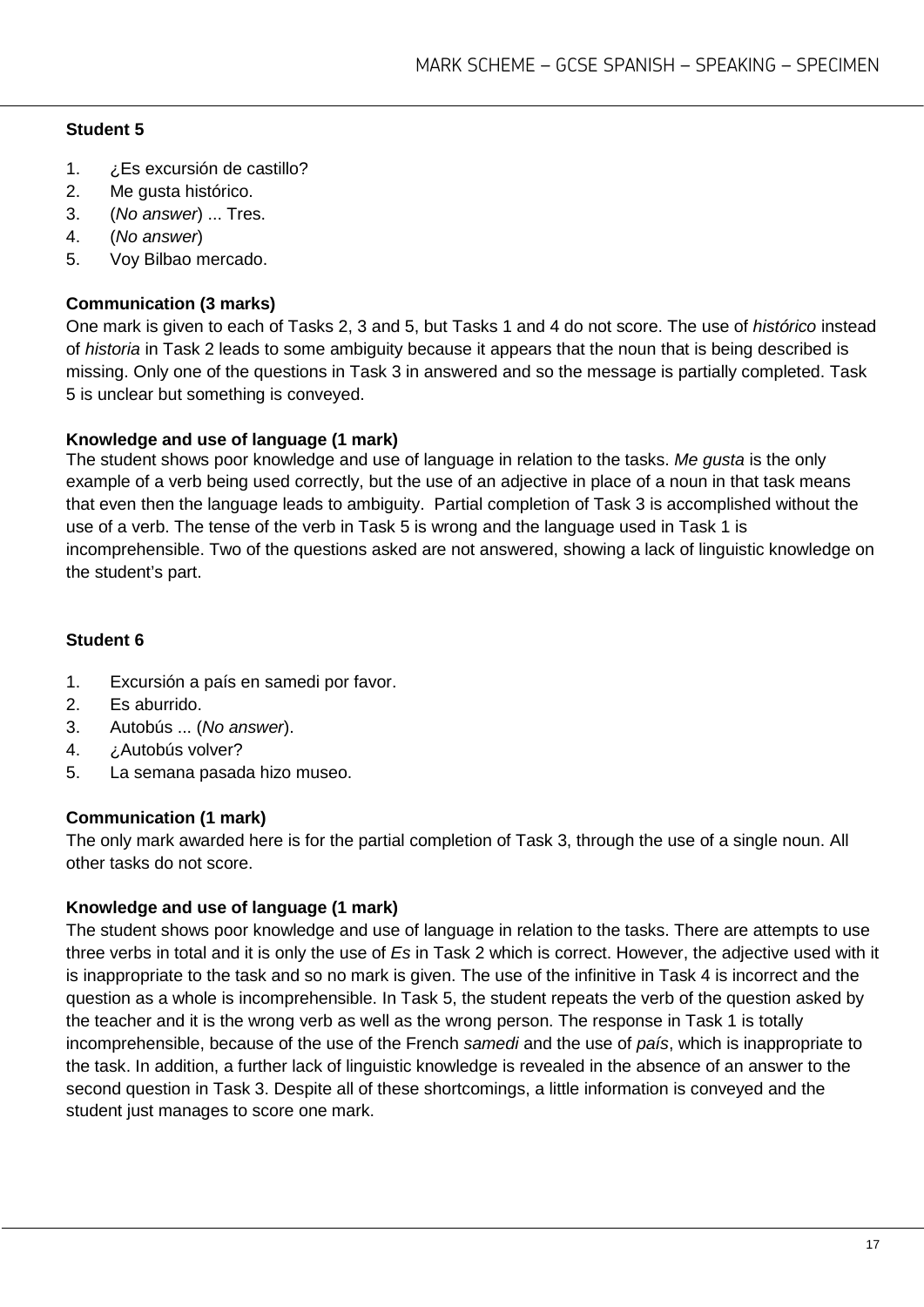**Student 5**

1. ¿Es excursión de castillo?
2. Me gusta histórico.
3. (*No answer*) ... Tres.
4. (*No answer*)
5. Voy Bilbao mercado.

**Communication (3 marks)**

One mark is given to each of Tasks 2, 3 and 5, but Tasks 1 and 4 do not score. The use of *histórico* instead of *historia* in Task 2 leads to some ambiguity because it appears that the noun that is being described is missing. Only one of the questions in Task 3 in answered and so the message is partially completed. Task 5 is unclear but something is conveyed.

**Knowledge and use of language (1 mark)**

The student shows poor knowledge and use of language in relation to the tasks. *Me gusta* is the only example of a verb being used correctly, but the use of an adjective in place of a noun in that task means that even then the language leads to ambiguity. Partial completion of Task 3 is accomplished without the use of a verb. The tense of the verb in Task 5 is wrong and the language used in Task 1 is incomprehensible. Two of the questions asked are not answered, showing a lack of linguistic knowledge on the student's part.

**Student 6**

1. Excursión a país en samedi por favor.
2. Es aburrido.
3. Autobús ... (*No answer*).
4. ¿Autobús volver?
5. La semana pasada hizo museo.

**Communication (1 mark)**

The only mark awarded here is for the partial completion of Task 3, through the use of a single noun. All other tasks do not score.

**Knowledge and use of language (1 mark)**

The student shows poor knowledge and use of language in relation to the tasks. There are attempts to use three verbs in total and it is only the use of *Es* in Task 2 which is correct. However, the adjective used with it is inappropriate to the task and so no mark is given. The use of the infinitive in Task 4 is incorrect and the question as a whole is incomprehensible. In Task 5, the student repeats the verb of the question asked by the teacher and it is the wrong verb as well as the wrong person. The response in Task 1 is totally incomprehensible, because of the use of the French *samedi* and the use of *país*, which is inappropriate to the task. In addition, a further lack of linguistic knowledge is revealed in the absence of an answer to the second question in Task 3. Despite all of these shortcomings, a little information is conveyed and the student just manages to score one mark.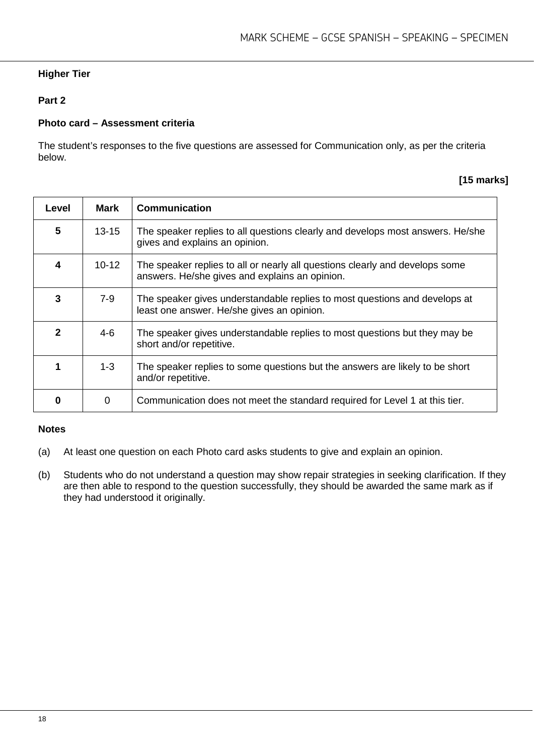**Higher Tier**

**Part 2**

**Photo card – Assessment criteria**

The student's responses to the five questions are assessed for Communication only, as per the criteria below.

**[15 marks]**

| Level | Mark | Communication |
|---|---|---|
| **5** | 13-15 | The speaker replies to all questions clearly and develops most answers. He/she gives and explains an opinion. |
| **4** | 10-12 | The speaker replies to all or nearly all questions clearly and develops some answers. He/she gives and explains an opinion. |
| **3** | 7-9 | The speaker gives understandable replies to most questions and develops at least one answer. He/she gives an opinion. |
| **2** | 4-6 | The speaker gives understandable replies to most questions but they may be short and/or repetitive. |
| **1** | 1-3 | The speaker replies to some questions but the answers are likely to be short and/or repetitive. |
| **0** | 0 | Communication does not meet the standard required for Level 1 at this tier. |

**Notes**

(a) At least one question on each Photo card asks students to give and explain an opinion.

(b) Students who do not understand a question may show repair strategies in seeking clarification. If they are then able to respond to the question successfully, they should be awarded the same mark as if they had understood it originally.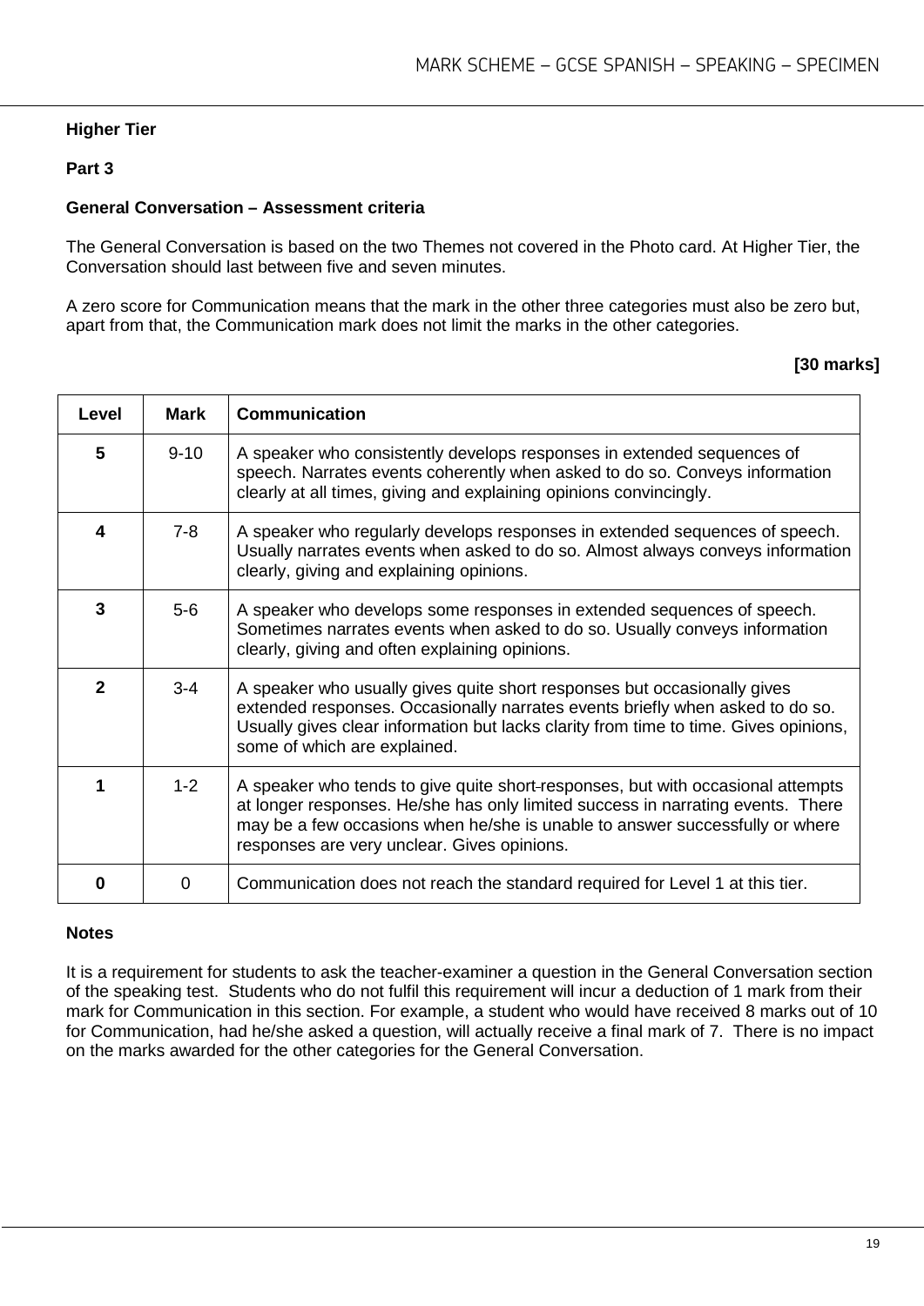**Higher Tier**

**Part 3**

**General Conversation – Assessment criteria**

The General Conversation is based on the two Themes not covered in the Photo card. At Higher Tier, the Conversation should last between five and seven minutes.

A zero score for Communication means that the mark in the other three categories must also be zero but, apart from that, the Communication mark does not limit the marks in the other categories.

**[30 marks]**

| Level | Mark | Communication |
|---|---|---|
| **5** | 9-10 | A speaker who consistently develops responses in extended sequences of speech. Narrates events coherently when asked to do so. Conveys information clearly at all times, giving and explaining opinions convincingly. |
| **4** | 7-8 | A speaker who regularly develops responses in extended sequences of speech. Usually narrates events when asked to do so. Almost always conveys information clearly, giving and explaining opinions. |
| **3** | 5-6 | A speaker who develops some responses in extended sequences of speech. Sometimes narrates events when asked to do so. Usually conveys information clearly, giving and often explaining opinions. |
| **2** | 3-4 | A speaker who usually gives quite short responses but occasionally gives extended responses. Occasionally narrates events briefly when asked to do so. Usually gives clear information but lacks clarity from time to time. Gives opinions, some of which are explained. |
| **1** | 1-2 | A speaker who tends to give quite short responses, but with occasional attempts at longer responses. He/she has only limited success in narrating events. There may be a few occasions when he/she is unable to answer successfully or where responses are very unclear. Gives opinions. |
| **0** | 0 | Communication does not reach the standard required for Level 1 at this tier. |

**Notes**

It is a requirement for students to ask the teacher-examiner a question in the General Conversation section of the speaking test. Students who do not fulfil this requirement will incur a deduction of 1 mark from their mark for Communication in this section. For example, a student who would have received 8 marks out of 10 for Communication, had he/she asked a question, will actually receive a final mark of 7. There is no impact on the marks awarded for the other categories for the General Conversation.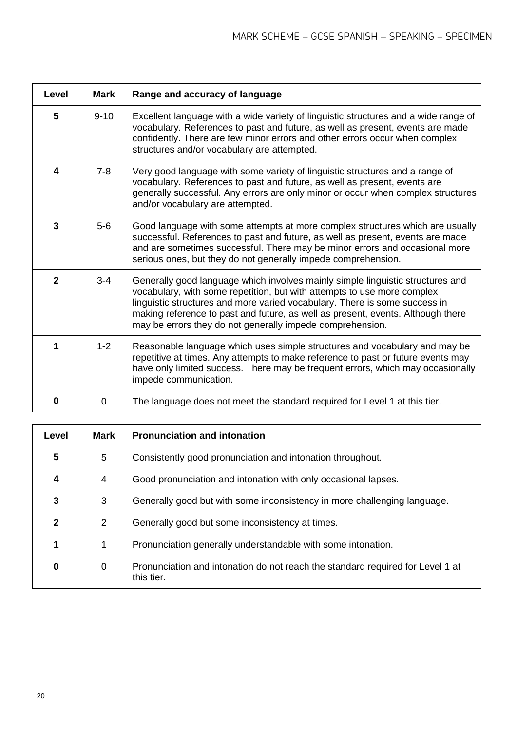| Level | Mark | Range and accuracy of language |
|---|---|---|
| **5** | 9-10 | Excellent language with a wide variety of linguistic structures and a wide range of vocabulary. References to past and future, as well as present, events are made confidently. There are few minor errors and other errors occur when complex structures and/or vocabulary are attempted. |
| **4** | 7-8 | Very good language with some variety of linguistic structures and a range of vocabulary. References to past and future, as well as present, events are generally successful. Any errors are only minor or occur when complex structures and/or vocabulary are attempted. |
| **3** | 5-6 | Good language with some attempts at more complex structures which are usually successful. References to past and future, as well as present, events are made and are sometimes successful. There may be minor errors and occasional more serious ones, but they do not generally impede comprehension. |
| **2** | 3-4 | Generally good language which involves mainly simple linguistic structures and vocabulary, with some repetition, but with attempts to use more complex linguistic structures and more varied vocabulary. There is some success in making reference to past and future, as well as present, events. Although there may be errors they do not generally impede comprehension. |
| **1** | 1-2 | Reasonable language which uses simple structures and vocabulary and may be repetitive at times. Any attempts to make reference to past or future events may have only limited success. There may be frequent errors, which may occasionally impede communication. |
| **0** | 0 | The language does not meet the standard required for Level 1 at this tier. |

| Level | Mark | Pronunciation and intonation |
|---|---|---|
| **5** | 5 | Consistently good pronunciation and intonation throughout. |
| **4** | 4 | Good pronunciation and intonation with only occasional lapses. |
| **3** | 3 | Generally good but with some inconsistency in more challenging language. |
| **2** | 2 | Generally good but some inconsistency at times. |
| **1** | 1 | Pronunciation generally understandable with some intonation. |
| **0** | 0 | Pronunciation and intonation do not reach the standard required for Level 1 at this tier. |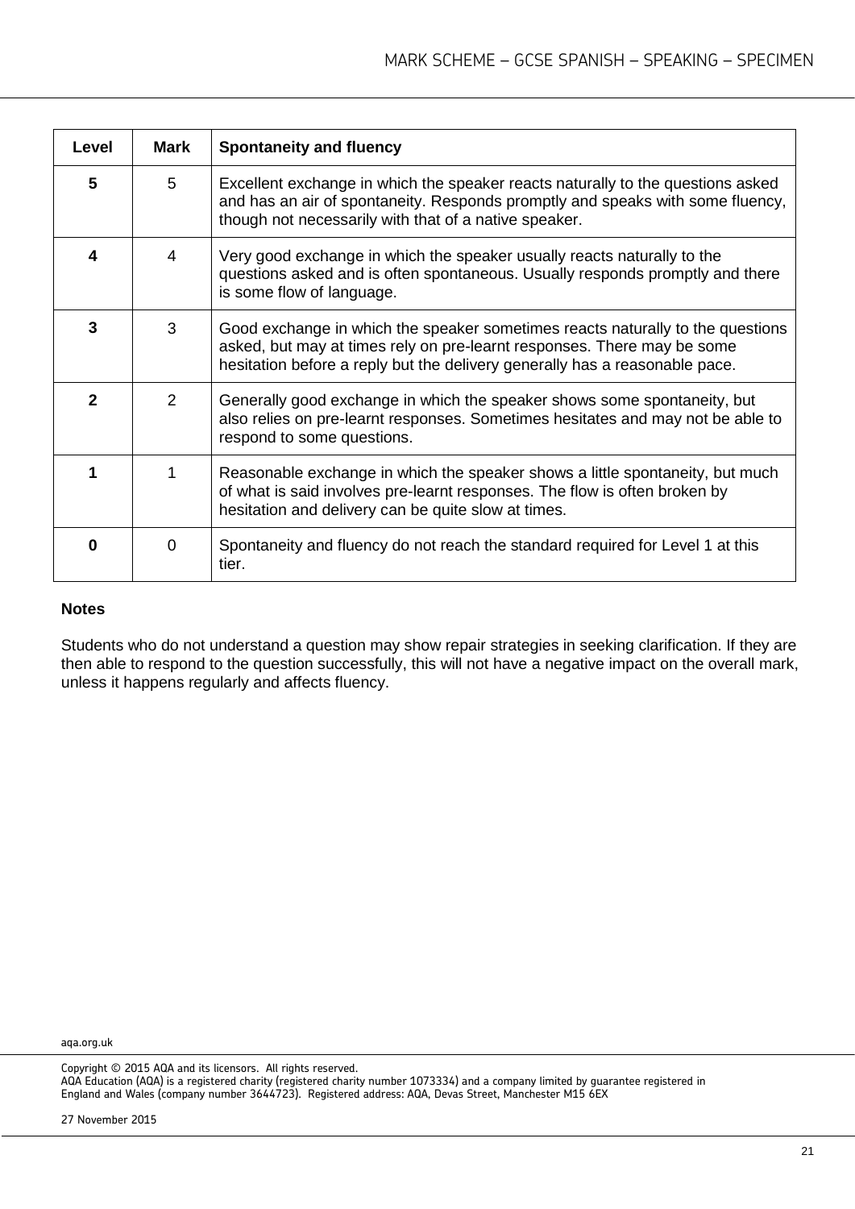| Level | Mark | Spontaneity and fluency |
|---|---|---|
| **5** | 5 | Excellent exchange in which the speaker reacts naturally to the questions asked and has an air of spontaneity. Responds promptly and speaks with some fluency, though not necessarily with that of a native speaker. |
| **4** | 4 | Very good exchange in which the speaker usually reacts naturally to the questions asked and is often spontaneous. Usually responds promptly and there is some flow of language. |
| **3** | 3 | Good exchange in which the speaker sometimes reacts naturally to the questions asked, but may at times rely on pre-learnt responses. There may be some hesitation before a reply but the delivery generally has a reasonable pace. |
| **2** | 2 | Generally good exchange in which the speaker shows some spontaneity, but also relies on pre-learnt responses. Sometimes hesitates and may not be able to respond to some questions. |
| **1** | 1 | Reasonable exchange in which the speaker shows a little spontaneity, but much of what is said involves pre-learnt responses. The flow is often broken by hesitation and delivery can be quite slow at times. |
| **0** | 0 | Spontaneity and fluency do not reach the standard required for Level 1 at this tier. |

**Notes**

Students who do not understand a question may show repair strategies in seeking clarification. If they are then able to respond to the question successfully, this will not have a negative impact on the overall mark, unless it happens regularly and affects fluency.

aqa.org.uk

Copyright © 2015 AQA and its licensors. All rights reserved.
AQA Education (AQA) is a registered charity (registered charity number 1073334) and a company limited by guarantee registered in England and Wales (company number 3644723). Registered address: AQA, Devas Street, Manchester M15 6EX

27 November 2015